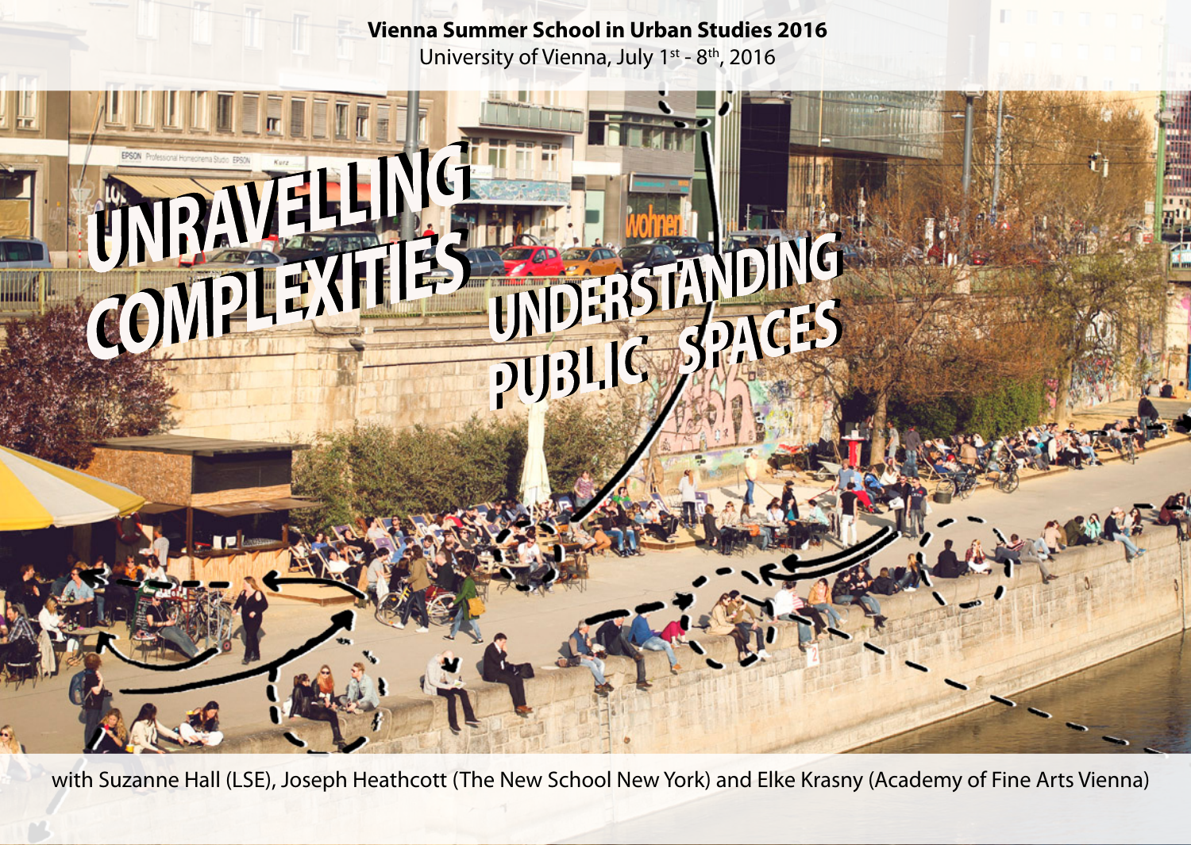**Vienna Summer School in Urban Studies 2016**

University of Vienna, July 1st - 8th, 2016

# UNRAVELLING COMPLEXITIES

# UNDERSTANDING PUBLIC SPACES

with Suzanne Hall (LSE), Joseph Heathcott (The New School New York) and Elke Krasny (Academy of Fine Arts Vienna)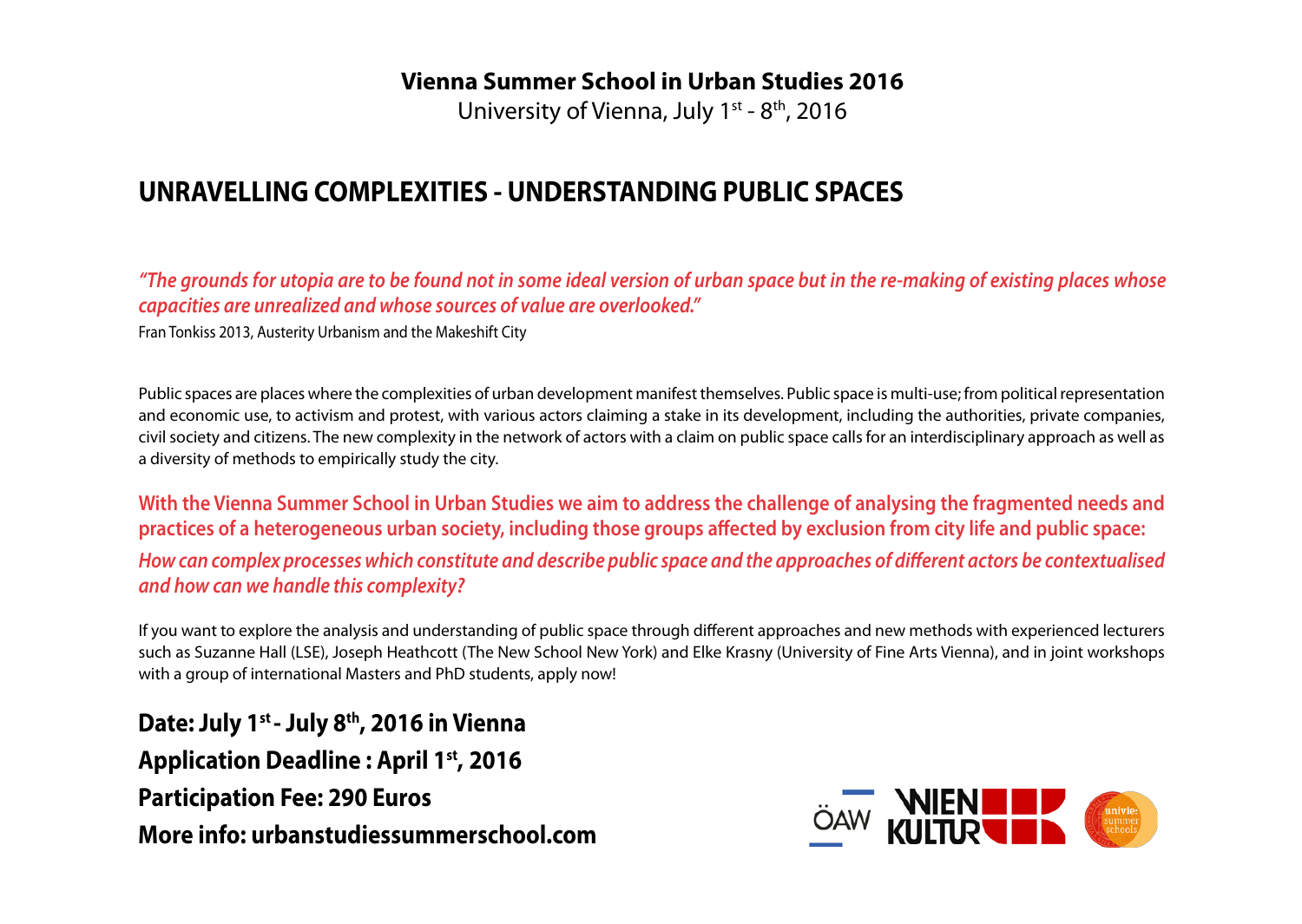**Vienna Summer School in Urban Studies 2016**

University of Vienna, July 1st - 8th, 2016

# UNRAVELLING COMPLEXITIES - UNDERSTANDING PUBLIC SPACES

*"The grounds for utopia are to be found not in some ideal version of urban space but in the re-making of existing places whose capacities are unrealized and whose sources of value are overlooked."*

Fran Tonkiss 2013, Austerity Urbanism and the Makeshift City

Public spaces are places where the complexities of urban development manifest themselves. Public space is multi-use; from political representation and economic use, to activism and protest, with various actors claiming a stake in its development, including the authorities, private companies, civil society and citizens. The new complexity in the network of actors with a claim on public space calls for an interdisciplinary approach as well as a diversity of methods to empirically study the city.

**With the Vienna Summer School in Urban Studies we aim to address the challenge of analysing the fragmented needs and practices of a heterogeneous urban society, including those groups affected by exclusion from city life and public space:**

***How can complex processes which constitute and describe public space and the approaches of different actors be contextualised and how can we handle this complexity?***

If you want to explore the analysis and understanding of public space through different approaches and new methods with experienced lecturers such as Suzanne Hall (LSE), Joseph Heathcott (The New School New York) and Elke Krasny (University of Fine Arts Vienna), and in joint workshops with a group of international Masters and PhD students, apply now!

**Date: July 1st - July 8th, 2016 in Vienna**

**Application Deadline : April 1st, 2016**

**Participation Fee: 290 Euros**

**More info: urbanstudiessummerschool.com**

ÖAW WIEN KULTUR univie: summer schools